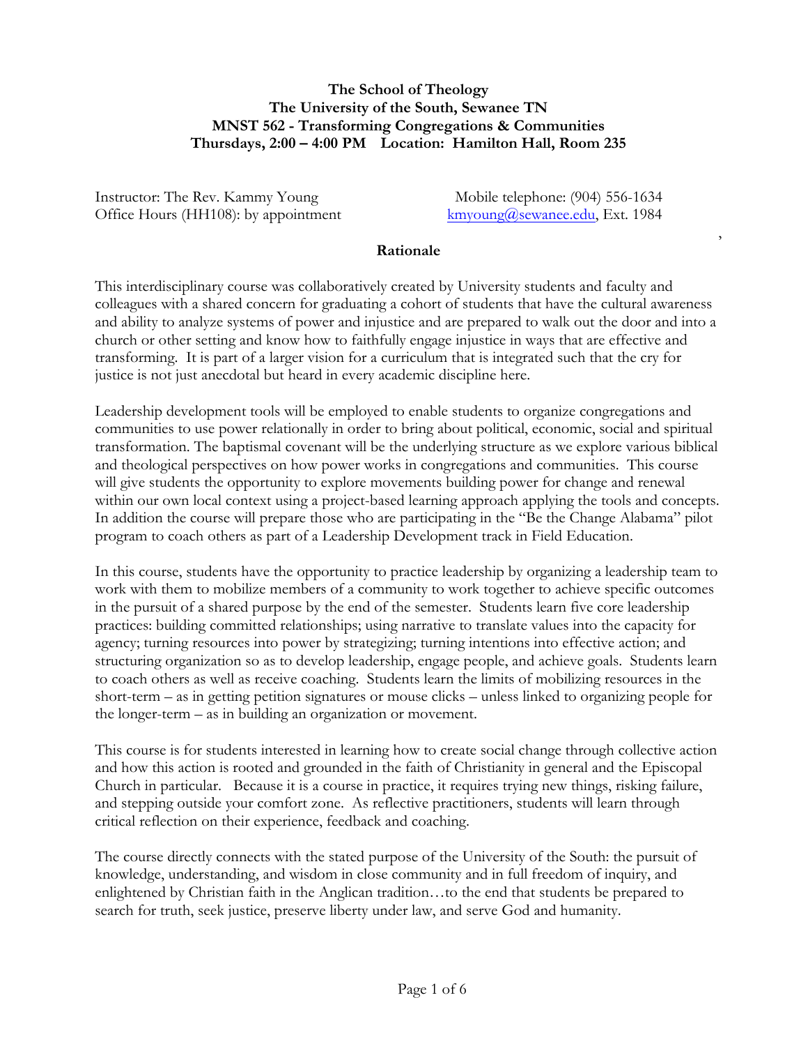**The School of Theology**
**The University of the South, Sewanee TN**
**MNST 562 - Transforming Congregations & Communities**
**Thursdays, 2:00 – 4:00 PM Location: Hamilton Hall, Room 235**

Instructor: The Rev. Kammy Young
Office Hours (HH108): by appointment

Mobile telephone: (904) 556-1634
kmyoung@sewanee.edu, Ext. 1984

## Rationale

This interdisciplinary course was collaboratively created by University students and faculty and colleagues with a shared concern for graduating a cohort of students that have the cultural awareness and ability to analyze systems of power and injustice and are prepared to walk out the door and into a church or other setting and know how to faithfully engage injustice in ways that are effective and transforming. It is part of a larger vision for a curriculum that is integrated such that the cry for justice is not just anecdotal but heard in every academic discipline here.

Leadership development tools will be employed to enable students to organize congregations and communities to use power relationally in order to bring about political, economic, social and spiritual transformation. The baptismal covenant will be the underlying structure as we explore various biblical and theological perspectives on how power works in congregations and communities. This course will give students the opportunity to explore movements building power for change and renewal within our own local context using a project-based learning approach applying the tools and concepts. In addition the course will prepare those who are participating in the "Be the Change Alabama" pilot program to coach others as part of a Leadership Development track in Field Education.

In this course, students have the opportunity to practice leadership by organizing a leadership team to work with them to mobilize members of a community to work together to achieve specific outcomes in the pursuit of a shared purpose by the end of the semester. Students learn five core leadership practices: building committed relationships; using narrative to translate values into the capacity for agency; turning resources into power by strategizing; turning intentions into effective action; and structuring organization so as to develop leadership, engage people, and achieve goals. Students learn to coach others as well as receive coaching. Students learn the limits of mobilizing resources in the short-term – as in getting petition signatures or mouse clicks – unless linked to organizing people for the longer-term – as in building an organization or movement.

This course is for students interested in learning how to create social change through collective action and how this action is rooted and grounded in the faith of Christianity in general and the Episcopal Church in particular. Because it is a course in practice, it requires trying new things, risking failure, and stepping outside your comfort zone. As reflective practitioners, students will learn through critical reflection on their experience, feedback and coaching.

The course directly connects with the stated purpose of the University of the South: the pursuit of knowledge, understanding, and wisdom in close community and in full freedom of inquiry, and enlightened by Christian faith in the Anglican tradition…to the end that students be prepared to search for truth, seek justice, preserve liberty under law, and serve God and humanity.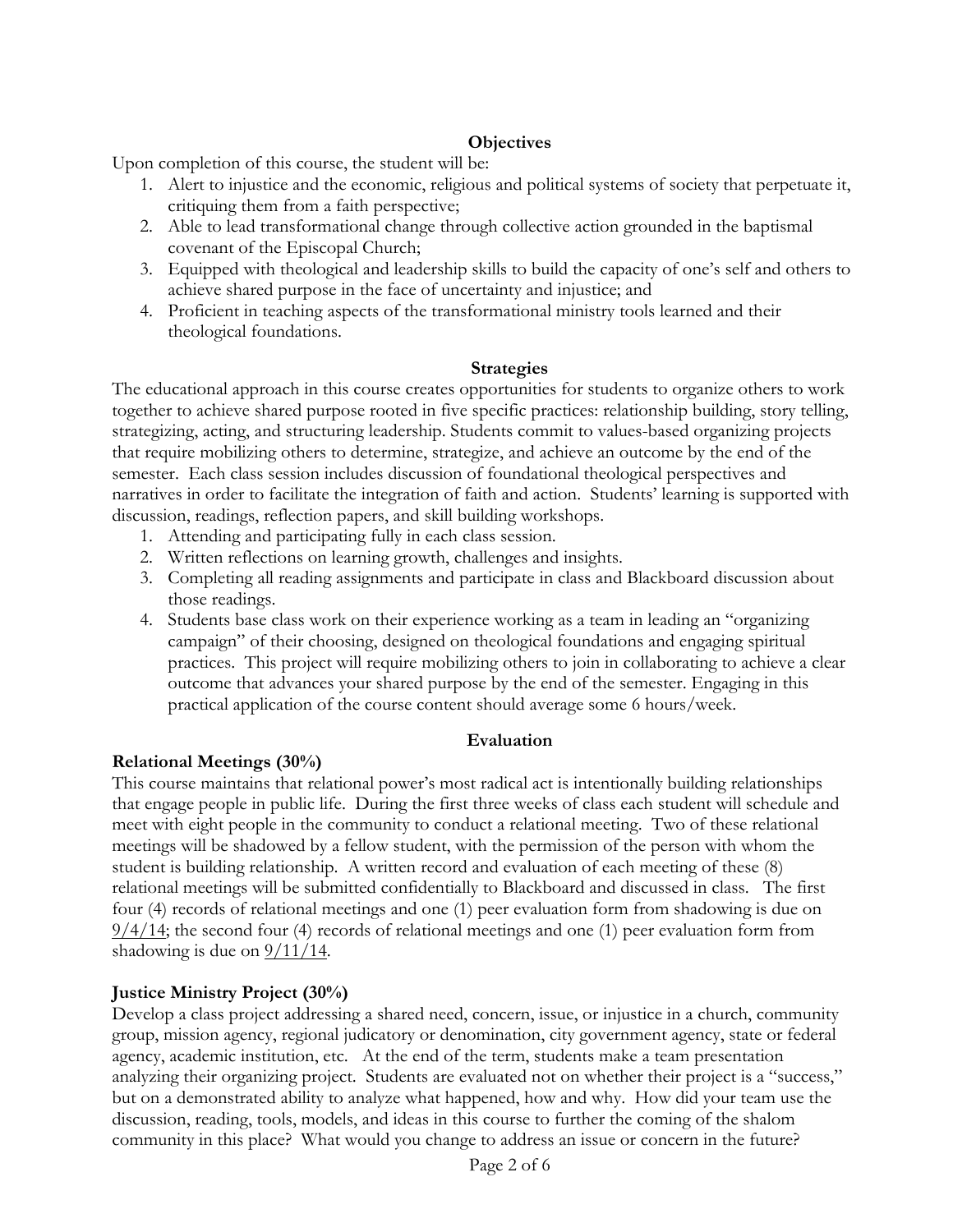## Objectives

Upon completion of this course, the student will be:

1. Alert to injustice and the economic, religious and political systems of society that perpetuate it, critiquing them from a faith perspective;
2. Able to lead transformational change through collective action grounded in the baptismal covenant of the Episcopal Church;
3. Equipped with theological and leadership skills to build the capacity of one's self and others to achieve shared purpose in the face of uncertainty and injustice; and
4. Proficient in teaching aspects of the transformational ministry tools learned and their theological foundations.

## Strategies

The educational approach in this course creates opportunities for students to organize others to work together to achieve shared purpose rooted in five specific practices: relationship building, story telling, strategizing, acting, and structuring leadership. Students commit to values-based organizing projects that require mobilizing others to determine, strategize, and achieve an outcome by the end of the semester. Each class session includes discussion of foundational theological perspectives and narratives in order to facilitate the integration of faith and action. Students' learning is supported with discussion, readings, reflection papers, and skill building workshops.

1. Attending and participating fully in each class session.
2. Written reflections on learning growth, challenges and insights.
3. Completing all reading assignments and participate in class and Blackboard discussion about those readings.
4. Students base class work on their experience working as a team in leading an "organizing campaign" of their choosing, designed on theological foundations and engaging spiritual practices. This project will require mobilizing others to join in collaborating to achieve a clear outcome that advances your shared purpose by the end of the semester. Engaging in this practical application of the course content should average some 6 hours/week.

## Evaluation

### Relational Meetings (30%)

This course maintains that relational power's most radical act is intentionally building relationships that engage people in public life. During the first three weeks of class each student will schedule and meet with eight people in the community to conduct a relational meeting. Two of these relational meetings will be shadowed by a fellow student, with the permission of the person with whom the student is building relationship. A written record and evaluation of each meeting of these (8) relational meetings will be submitted confidentially to Blackboard and discussed in class. The first four (4) records of relational meetings and one (1) peer evaluation form from shadowing is due on <u>9/4/14</u>; the second four (4) records of relational meetings and one (1) peer evaluation form from shadowing is due on <u>9/11/14</u>.

### Justice Ministry Project (30%)

Develop a class project addressing a shared need, concern, issue, or injustice in a church, community group, mission agency, regional judicatory or denomination, city government agency, state or federal agency, academic institution, etc. At the end of the term, students make a team presentation analyzing their organizing project. Students are evaluated not on whether their project is a "success," but on a demonstrated ability to analyze what happened, how and why. How did your team use the discussion, reading, tools, models, and ideas in this course to further the coming of the shalom community in this place? What would you change to address an issue or concern in the future?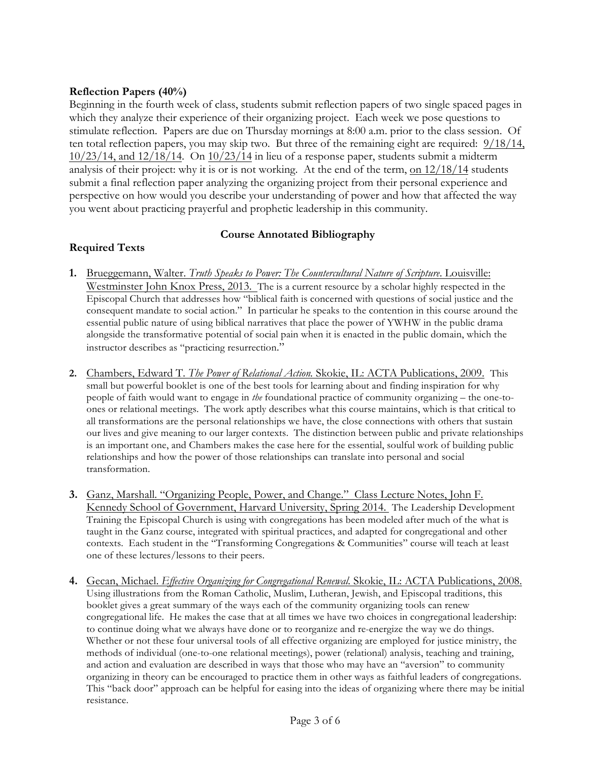**Reflection Papers (40%)**

Beginning in the fourth week of class, students submit reflection papers of two single spaced pages in which they analyze their experience of their organizing project. Each week we pose questions to stimulate reflection. Papers are due on Thursday mornings at 8:00 a.m. prior to the class session. Of ten total reflection papers, you may skip two. But three of the remaining eight are required: 9/18/14, 10/23/14, and 12/18/14. On 10/23/14 in lieu of a response paper, students submit a midterm analysis of their project: why it is or is not working. At the end of the term, on 12/18/14 students submit a final reflection paper analyzing the organizing project from their personal experience and perspective on how would you describe your understanding of power and how that affected the way you went about practicing prayerful and prophetic leadership in this community.

## Course Annotated Bibliography

### Required Texts

1. Brueggemann, Walter. *Truth Speaks to Power: The Countercultural Nature of Scripture*. Louisville: Westminster John Knox Press, 2013. The is a current resource by a scholar highly respected in the Episcopal Church that addresses how "biblical faith is concerned with questions of social justice and the consequent mandate to social action." In particular he speaks to the contention in this course around the essential public nature of using biblical narratives that place the power of YWHW in the public drama alongside the transformative potential of social pain when it is enacted in the public domain, which the instructor describes as "practicing resurrection."

2. Chambers, Edward T. *The Power of Relational Action.* Skokie, IL: ACTA Publications, 2009. This small but powerful booklet is one of the best tools for learning about and finding inspiration for why people of faith would want to engage in *the* foundational practice of community organizing – the one-to-ones or relational meetings. The work aptly describes what this course maintains, which is that critical to all transformations are the personal relationships we have, the close connections with others that sustain our lives and give meaning to our larger contexts. The distinction between public and private relationships is an important one, and Chambers makes the case here for the essential, soulful work of building public relationships and how the power of those relationships can translate into personal and social transformation.

3. Ganz, Marshall. "Organizing People, Power, and Change." Class Lecture Notes, John F. Kennedy School of Government, Harvard University, Spring 2014. The Leadership Development Training the Episcopal Church is using with congregations has been modeled after much of the what is taught in the Ganz course, integrated with spiritual practices, and adapted for congregational and other contexts. Each student in the "Transforming Congregations & Communities" course will teach at least one of these lectures/lessons to their peers.

4. Gecan, Michael. *Effective Organizing for Congregational Renewal.* Skokie, IL: ACTA Publications, 2008. Using illustrations from the Roman Catholic, Muslim, Lutheran, Jewish, and Episcopal traditions, this booklet gives a great summary of the ways each of the community organizing tools can renew congregational life. He makes the case that at all times we have two choices in congregational leadership: to continue doing what we always have done or to reorganize and re-energize the way we do things. Whether or not these four universal tools of all effective organizing are employed for justice ministry, the methods of individual (one-to-one relational meetings), power (relational) analysis, teaching and training, and action and evaluation are described in ways that those who may have an "aversion" to community organizing in theory can be encouraged to practice them in other ways as faithful leaders of congregations. This "back door" approach can be helpful for easing into the ideas of organizing where there may be initial resistance.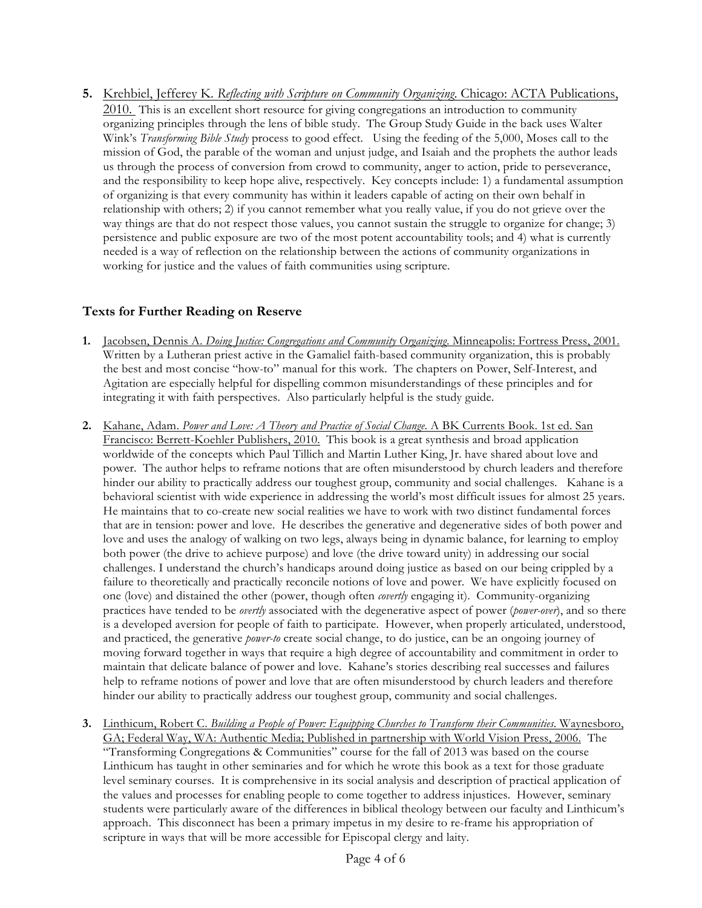5. Krehbiel, Jefferey K. *Reflecting with Scripture on Community Organizing*. Chicago: ACTA Publications, 2010. This is an excellent short resource for giving congregations an introduction to community organizing principles through the lens of bible study. The Group Study Guide in the back uses Walter Wink's *Transforming Bible Study* process to good effect. Using the feeding of the 5,000, Moses call to the mission of God, the parable of the woman and unjust judge, and Isaiah and the prophets the author leads us through the process of conversion from crowd to community, anger to action, pride to perseverance, and the responsibility to keep hope alive, respectively. Key concepts include: 1) a fundamental assumption of organizing is that every community has within it leaders capable of acting on their own behalf in relationship with others; 2) if you cannot remember what you really value, if you do not grieve over the way things are that do not respect those values, you cannot sustain the struggle to organize for change; 3) persistence and public exposure are two of the most potent accountability tools; and 4) what is currently needed is a way of reflection on the relationship between the actions of community organizations in working for justice and the values of faith communities using scripture.

### Texts for Further Reading on Reserve

1. Jacobsen, Dennis A. *Doing Justice: Congregations and Community Organizing*. Minneapolis: Fortress Press, 2001. Written by a Lutheran priest active in the Gamaliel faith-based community organization, this is probably the best and most concise "how-to" manual for this work. The chapters on Power, Self-Interest, and Agitation are especially helpful for dispelling common misunderstandings of these principles and for integrating it with faith perspectives. Also particularly helpful is the study guide.

2. Kahane, Adam. *Power and Love: A Theory and Practice of Social Change*. A BK Currents Book. 1st ed. San Francisco: Berrett-Koehler Publishers, 2010. This book is a great synthesis and broad application worldwide of the concepts which Paul Tillich and Martin Luther King, Jr. have shared about love and power. The author helps to reframe notions that are often misunderstood by church leaders and therefore hinder our ability to practically address our toughest group, community and social challenges. Kahane is a behavioral scientist with wide experience in addressing the world's most difficult issues for almost 25 years. He maintains that to co-create new social realities we have to work with two distinct fundamental forces that are in tension: power and love. He describes the generative and degenerative sides of both power and love and uses the analogy of walking on two legs, always being in dynamic balance, for learning to employ both power (the drive to achieve purpose) and love (the drive toward unity) in addressing our social challenges. I understand the church's handicaps around doing justice as based on our being crippled by a failure to theoretically and practically reconcile notions of love and power. We have explicitly focused on one (love) and distained the other (power, though often *covertly* engaging it). Community-organizing practices have tended to be *overtly* associated with the degenerative aspect of power (*power-over*), and so there is a developed aversion for people of faith to participate. However, when properly articulated, understood, and practiced, the generative *power-to* create social change, to do justice, can be an ongoing journey of moving forward together in ways that require a high degree of accountability and commitment in order to maintain that delicate balance of power and love. Kahane's stories describing real successes and failures help to reframe notions of power and love that are often misunderstood by church leaders and therefore hinder our ability to practically address our toughest group, community and social challenges.

3. Linthicum, Robert C. *Building a People of Power: Equipping Churches to Transform their Communities*. Waynesboro, GA; Federal Way, WA: Authentic Media; Published in partnership with World Vision Press, 2006. The "Transforming Congregations & Communities" course for the fall of 2013 was based on the course Linthicum has taught in other seminaries and for which he wrote this book as a text for those graduate level seminary courses. It is comprehensive in its social analysis and description of practical application of the values and processes for enabling people to come together to address injustices. However, seminary students were particularly aware of the differences in biblical theology between our faculty and Linthicum's approach. This disconnect has been a primary impetus in my desire to re-frame his appropriation of scripture in ways that will be more accessible for Episcopal clergy and laity.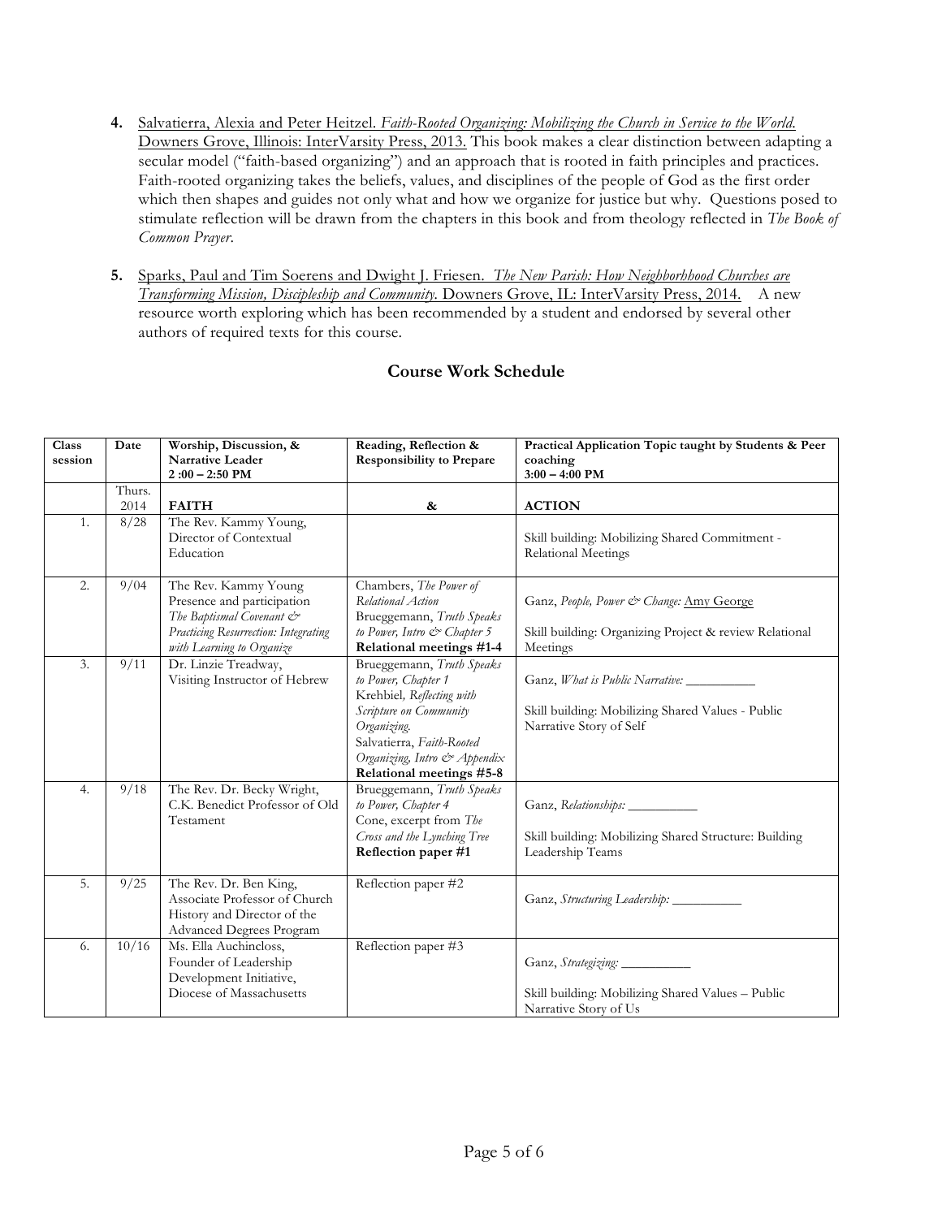4. <u>Salvatierra, Alexia and Peter Heitzel. *Faith-Rooted Organizing: Mobilizing the Church in Service to the World.* Downers Grove, Illinois: InterVarsity Press, 2013.</u> This book makes a clear distinction between adapting a secular model ("faith-based organizing") and an approach that is rooted in faith principles and practices. Faith-rooted organizing takes the beliefs, values, and disciplines of the people of God as the first order which then shapes and guides not only what and how we organize for justice but why. Questions posed to stimulate reflection will be drawn from the chapters in this book and from theology reflected in *The Book of Common Prayer*.

5. <u>Sparks, Paul and Tim Soerens and Dwight J. Friesen. *The New Parish: How Neighborhood Churches are Transforming Mission, Discipleship and Community.* Downers Grove, IL: InterVarsity Press, 2014.</u> A new resource worth exploring which has been recommended by a student and endorsed by several other authors of required texts for this course.

## Course Work Schedule

| Class session | Date | Worship, Discussion, & Narrative Leader 2 :00 – 2:50 PM | Reading, Reflection & Responsibility to Prepare | Practical Application Topic taught by Students & Peer coaching 3:00 – 4:00 PM |
|---|---|---|---|---|
| | Thurs. 2014 | **FAITH** | **&** | **ACTION** |
| 1. | 8/28 | The Rev. Kammy Young, Director of Contextual Education | | Skill building: Mobilizing Shared Commitment - Relational Meetings |
| 2. | 9/04 | The Rev. Kammy Young Presence and participation *The Baptismal Covenant & Practicing Resurrection: Integrating with Learning to Organize* | Chambers, *The Power of Relational Action* Brueggemann, *Truth Speaks to Power, Intro & Chapter 5* **Relational meetings #1-4** | Ganz, *People, Power & Change:* <u>Amy George</u><br><br>Skill building: Organizing Project & review Relational Meetings |
| 3. | 9/11 | Dr. Linzie Treadway, Visiting Instructor of Hebrew | Brueggemann, *Truth Speaks to Power, Chapter 1* Krehbiel, *Reflecting with Scripture on Community Organizing.* Salvatierra, *Faith-Rooted Organizing, Intro & Appendix* **Relational meetings #5-8** | Ganz, *What is Public Narrative:* __________<br><br>Skill building: Mobilizing Shared Values - Public Narrative Story of Self |
| 4. | 9/18 | The Rev. Dr. Becky Wright, C.K. Benedict Professor of Old Testament | Brueggemann, *Truth Speaks to Power, Chapter 4* Cone, excerpt from *The Cross and the Lynching Tree* **Reflection paper #1** | Ganz, *Relationships:* __________<br><br>Skill building: Mobilizing Shared Structure: Building Leadership Teams |
| 5. | 9/25 | The Rev. Dr. Ben King, Associate Professor of Church History and Director of the Advanced Degrees Program | Reflection paper #2 | Ganz, *Structuring Leadership:* __________ |
| 6. | 10/16 | Ms. Ella Auchincloss, Founder of Leadership Development Initiative, Diocese of Massachusetts | Reflection paper #3 | Ganz, *Strategizing:* __________<br><br>Skill building: Mobilizing Shared Values – Public Narrative Story of Us |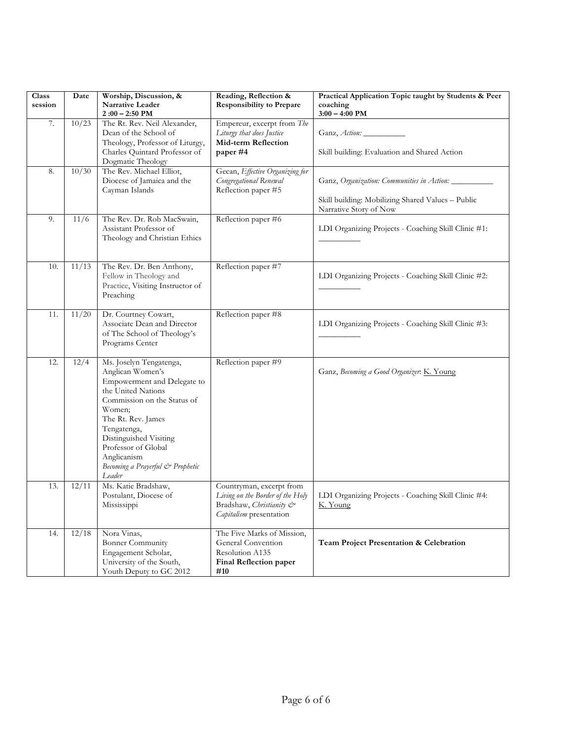| Class session | Date | Worship, Discussion, & Narrative Leader 2 :00 – 2:50 PM | Reading, Reflection & Responsibility to Prepare | Practical Application Topic taught by Students & Peer coaching 3:00 – 4:00 PM |
|---|---|---|---|---|
| 7. | 10/23 | The Rt. Rev. Neil Alexander, Dean of the School of Theology, Professor of Liturgy, Charles Quintard Professor of Dogmatic Theology | Empereur, excerpt from *The Liturgy that does Justice* **Mid-term Reflection paper #4** | Ganz, *Action:* __________ <br><br> Skill building: Evaluation and Shared Action |
| 8. | 10/30 | The Rev. Michael Elliot, Diocese of Jamaica and the Cayman Islands | Gecan, *Effective Organizing for Congregational Renewal* Reflection paper #5 | Ganz, *Organization: Communities in Action:* __________ <br><br> Skill building: Mobilizing Shared Values – Public Narrative Story of Now |
| 9. | 11/6 | The Rev. Dr. Rob MacSwain, Assistant Professor of Theology and Christian Ethics | Reflection paper #6 | LDI Organizing Projects - Coaching Skill Clinic #1: __________ |
| 10. | 11/13 | The Rev. Dr. Ben Anthony, Fellow in Theology and Practice, Visiting Instructor of Preaching | Reflection paper #7 | LDI Organizing Projects - Coaching Skill Clinic #2: __________ |
| 11. | 11/20 | Dr. Courtney Cowart, Associate Dean and Director of The School of Theology's Programs Center | Reflection paper #8 | LDI Organizing Projects - Coaching Skill Clinic #3: __________ |
| 12. | 12/4 | Ms. Joselyn Tengatenga, Anglican Women's Empowerment and Delegate to the United Nations Commission on the Status of Women; The Rt. Rev. James Tengatenga, Distinguished Visiting Professor of Global Anglicanism *Becoming a Prayerful & Prophetic Leader* | Reflection paper #9 | Ganz, *Becoming a Good Organizer*: K. Young |
| 13. | 12/11 | Ms. Katie Bradshaw, Postulant, Diocese of Mississippi | Countryman, excerpt from *Living on the Border of the Holy* Bradshaw, *Christianity & Capitalism* presentation | LDI Organizing Projects - Coaching Skill Clinic #4: K. Young |
| 14. | 12/18 | Nora Vinas, Bonner Community Engagement Scholar, University of the South, Youth Deputy to GC 2012 | The Five Marks of Mission, General Convention Resolution A135 **Final Reflection paper #10** | **Team Project Presentation & Celebration** |